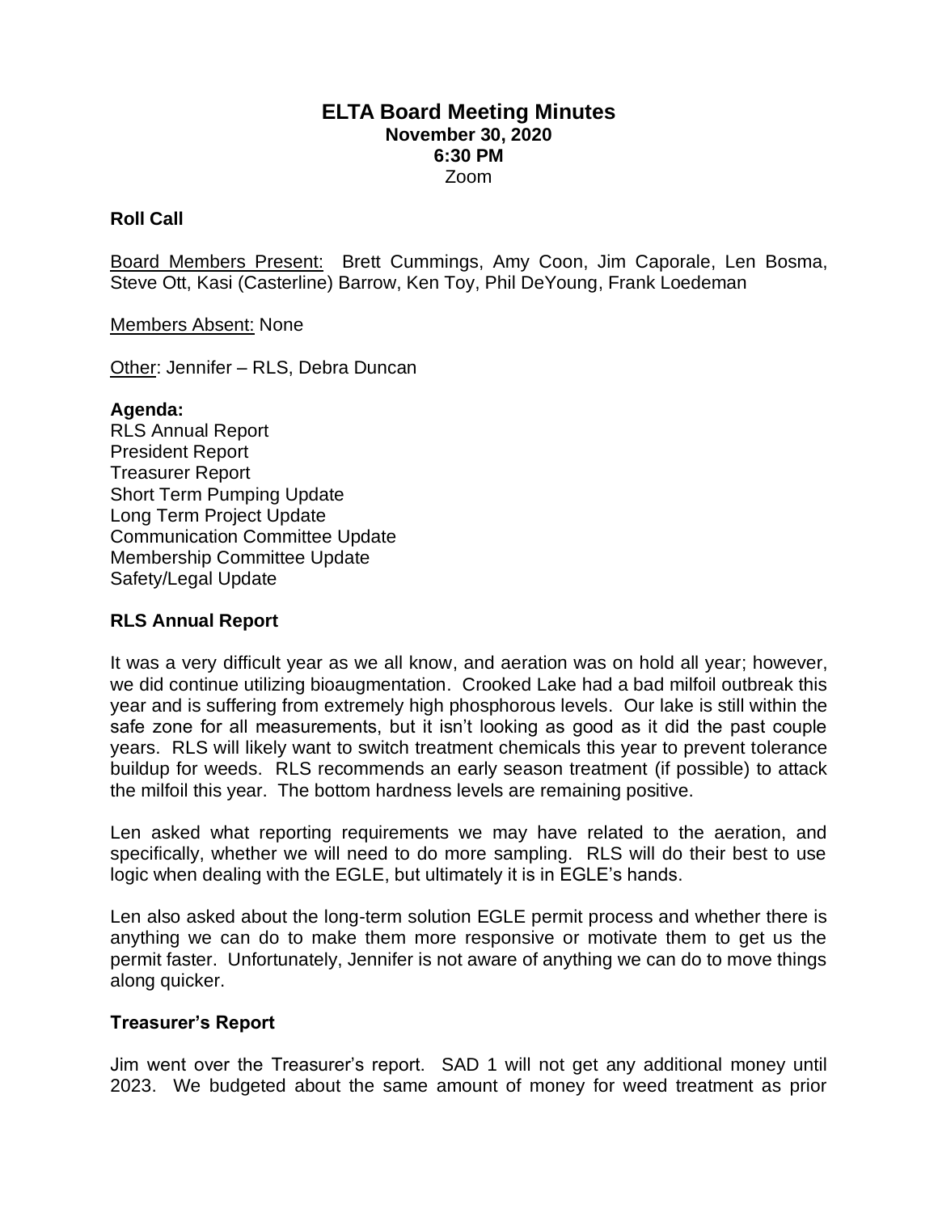# ELTA Board Meeting Minutes

**November 30, 2020**
**6:30 PM**
Zoom

## Roll Call

Board Members Present: Brett Cummings, Amy Coon, Jim Caporale, Len Bosma, Steve Ott, Kasi (Casterline) Barrow, Ken Toy, Phil DeYoung, Frank Loedeman

Members Absent: None

Other: Jennifer – RLS, Debra Duncan

**Agenda:**
RLS Annual Report
President Report
Treasurer Report
Short Term Pumping Update
Long Term Project Update
Communication Committee Update
Membership Committee Update
Safety/Legal Update

## RLS Annual Report

It was a very difficult year as we all know, and aeration was on hold all year; however, we did continue utilizing bioaugmentation. Crooked Lake had a bad milfoil outbreak this year and is suffering from extremely high phosphorous levels. Our lake is still within the safe zone for all measurements, but it isn't looking as good as it did the past couple years. RLS will likely want to switch treatment chemicals this year to prevent tolerance buildup for weeds. RLS recommends an early season treatment (if possible) to attack the milfoil this year. The bottom hardness levels are remaining positive.

Len asked what reporting requirements we may have related to the aeration, and specifically, whether we will need to do more sampling. RLS will do their best to use logic when dealing with the EGLE, but ultimately it is in EGLE's hands.

Len also asked about the long-term solution EGLE permit process and whether there is anything we can do to make them more responsive or motivate them to get us the permit faster. Unfortunately, Jennifer is not aware of anything we can do to move things along quicker.

## Treasurer's Report

Jim went over the Treasurer's report. SAD 1 will not get any additional money until 2023. We budgeted about the same amount of money for weed treatment as prior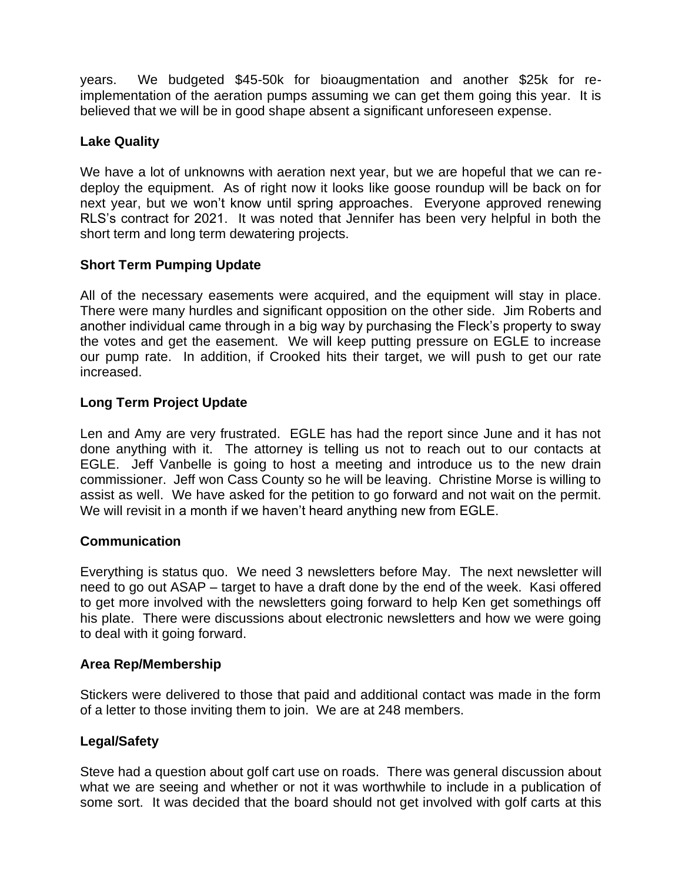years. We budgeted $45-50k for bioaugmentation and another $25k for re-implementation of the aeration pumps assuming we can get them going this year. It is believed that we will be in good shape absent a significant unforeseen expense.

**Lake Quality**

We have a lot of unknowns with aeration next year, but we are hopeful that we can re-deploy the equipment. As of right now it looks like goose roundup will be back on for next year, but we won't know until spring approaches. Everyone approved renewing RLS's contract for 2021. It was noted that Jennifer has been very helpful in both the short term and long term dewatering projects.

**Short Term Pumping Update**

All of the necessary easements were acquired, and the equipment will stay in place. There were many hurdles and significant opposition on the other side. Jim Roberts and another individual came through in a big way by purchasing the Fleck's property to sway the votes and get the easement. We will keep putting pressure on EGLE to increase our pump rate. In addition, if Crooked hits their target, we will push to get our rate increased.

**Long Term Project Update**

Len and Amy are very frustrated. EGLE has had the report since June and it has not done anything with it. The attorney is telling us not to reach out to our contacts at EGLE. Jeff Vanbelle is going to host a meeting and introduce us to the new drain commissioner. Jeff won Cass County so he will be leaving. Christine Morse is willing to assist as well. We have asked for the petition to go forward and not wait on the permit. We will revisit in a month if we haven't heard anything new from EGLE.

**Communication**

Everything is status quo. We need 3 newsletters before May. The next newsletter will need to go out ASAP – target to have a draft done by the end of the week. Kasi offered to get more involved with the newsletters going forward to help Ken get somethings off his plate. There were discussions about electronic newsletters and how we were going to deal with it going forward.

**Area Rep/Membership**

Stickers were delivered to those that paid and additional contact was made in the form of a letter to those inviting them to join. We are at 248 members.

**Legal/Safety**

Steve had a question about golf cart use on roads. There was general discussion about what we are seeing and whether or not it was worthwhile to include in a publication of some sort. It was decided that the board should not get involved with golf carts at this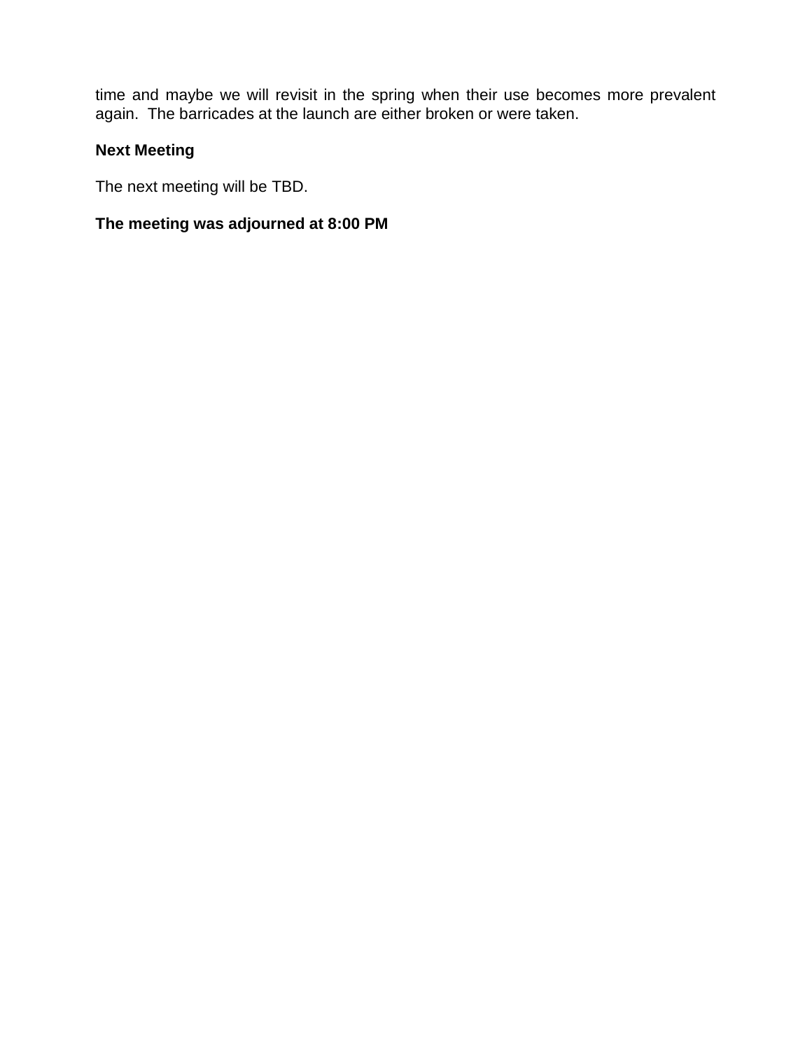time and maybe we will revisit in the spring when their use becomes more prevalent again. The barricades at the launch are either broken or were taken.

**Next Meeting**

The next meeting will be TBD.

**The meeting was adjourned at 8:00 PM**